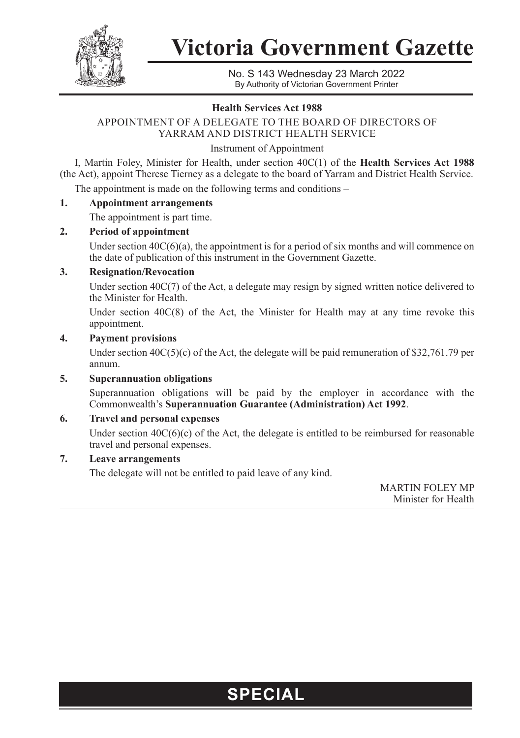# Victoria Government Gazette

No. S 143 Wednesday 23 March 2022
By Authority of Victorian Government Printer

**Health Services Act 1988**

APPOINTMENT OF A DELEGATE TO THE BOARD OF DIRECTORS OF YARRAM AND DISTRICT HEALTH SERVICE

Instrument of Appointment

I, Martin Foley, Minister for Health, under section 40C(1) of the **Health Services Act 1988** (the Act), appoint Therese Tierney as a delegate to the board of Yarram and District Health Service.

The appointment is made on the following terms and conditions –

**1. Appointment arrangements**

The appointment is part time.

**2. Period of appointment**

Under section 40C(6)(a), the appointment is for a period of six months and will commence on the date of publication of this instrument in the Government Gazette.

**3. Resignation/Revocation**

Under section 40C(7) of the Act, a delegate may resign by signed written notice delivered to the Minister for Health.

Under section 40C(8) of the Act, the Minister for Health may at any time revoke this appointment.

**4. Payment provisions**

Under section 40C(5)(c) of the Act, the delegate will be paid remuneration of $32,761.79 per annum.

**5. Superannuation obligations**

Superannuation obligations will be paid by the employer in accordance with the Commonwealth's **Superannuation Guarantee (Administration) Act 1992**.

**6. Travel and personal expenses**

Under section 40C(6)(c) of the Act, the delegate is entitled to be reimbursed for reasonable travel and personal expenses.

**7. Leave arrangements**

The delegate will not be entitled to paid leave of any kind.

MARTIN FOLEY MP
Minister for Health

**SPECIAL**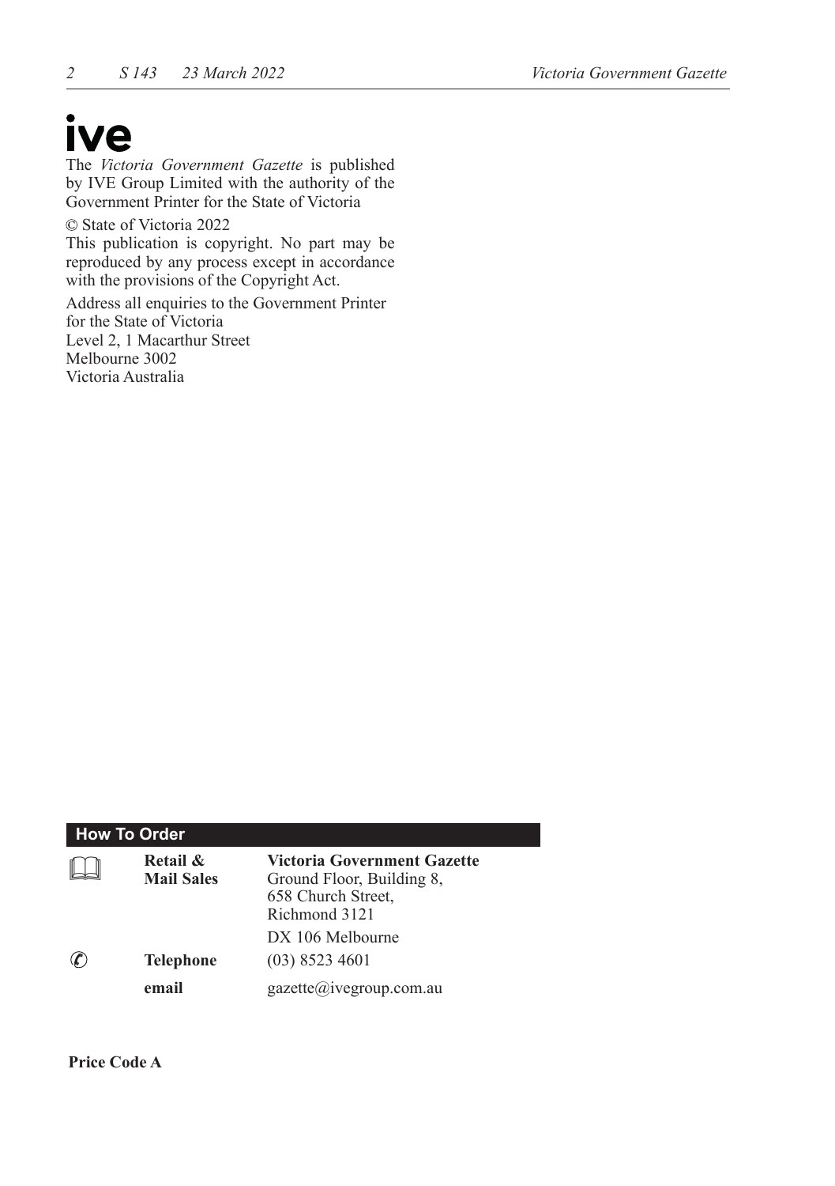ive

The *Victoria Government Gazette* is published by IVE Group Limited with the authority of the Government Printer for the State of Victoria

© State of Victoria 2022

This publication is copyright. No part may be reproduced by any process except in accordance with the provisions of the Copyright Act.

Address all enquiries to the Government Printer for the State of Victoria
Level 2, 1 Macarthur Street
Melbourne 3002
Victoria Australia

**How To Order**

| | | |
|---|---|---|
| | **Retail & Mail Sales** | **Victoria Government Gazette** Ground Floor, Building 8, 658 Church Street, Richmond 3121 |
| | | DX 106 Melbourne |
| | **Telephone** | (03) 8523 4601 |
| | **email** | gazette@ivegroup.com.au |

**Price Code A**